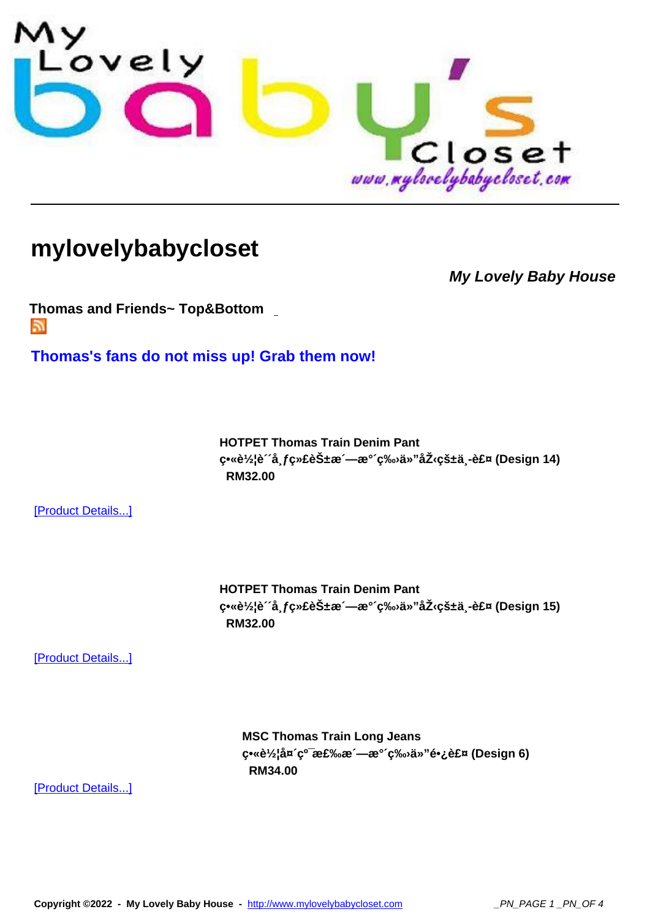# mylovelybabycloset

***My Lovely Baby House***

**Thomas and Friends~ Top&Bottom**

## Thomas's fans do not miss up! Grab them now!

**HOTPET Thomas Train Denim Pant**
**ç•«è½¦è´´å¸ƒç»£èŠ±æ´—æ°´ç‰›ä»”åŽ‹çš±ä¸­è£¤ (Design 14)**
**RM32.00**

[Product Details...]

**HOTPET Thomas Train Denim Pant**
**ç•«è½¦è´´å¸ƒç»£èŠ±æ´—æ°´ç‰›ä»”åŽ‹çš±ä¸­è£¤ (Design 15)**
**RM32.00**

[Product Details...]

**MSC Thomas Train Long Jeans**
**ç•«è½¦å¤´ç°¯æ£‰æ´—æ°´ç‰›ä»”é•¿è£¤ (Design 6)**
**RM34.00**

[Product Details...]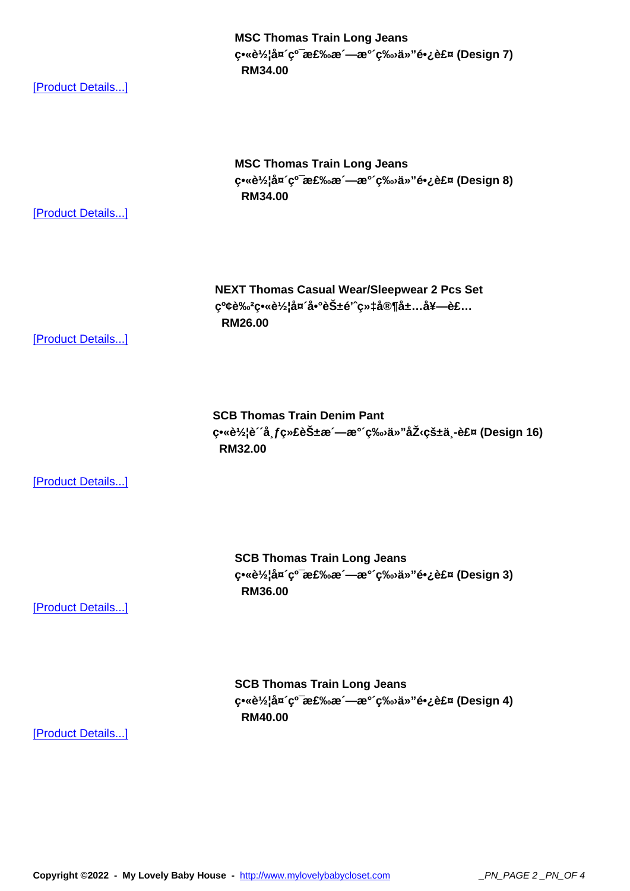**MSC Thomas Train Long Jeans**
**ç•«è½¦å¤´ç°¯æ£‰æ´—æ°´ç‰›ä»”é•¿è£¤ (Design 7)**
**RM34.00**

[Product Details...]

**MSC Thomas Train Long Jeans**
**ç•«è½¦å¤´ç°¯æ£‰æ´—æ°´ç‰›ä»”é•¿è£¤ (Design 8)**
**RM34.00**

[Product Details...]

**NEXT Thomas Casual Wear/Sleepwear 2 Pcs Set**
**çº¢è‰²ç•«è½¦å¤´å•°èŠ±é'ˆç»‡å®¶å±…å¥—è£…**
**RM26.00**

[Product Details...]

**SCB Thomas Train Denim Pant**
**ç•«è½¦è´´å¸ƒç»£èŠ±æ´—æ°´ç‰›ä»”åŽ‹çš±ä¸­è£¤ (Design 16)**
**RM32.00**

[Product Details...]

**SCB Thomas Train Long Jeans**
**ç•«è½¦å¤´ç°¯æ£‰æ´—æ°´ç‰›ä»”é•¿è£¤ (Design 3)**
**RM36.00**

[Product Details...]

**SCB Thomas Train Long Jeans**
**ç•«è½¦å¤´ç°¯æ£‰æ´—æ°´ç‰›ä»”é•¿è£¤ (Design 4)**
**RM40.00**

[Product Details...]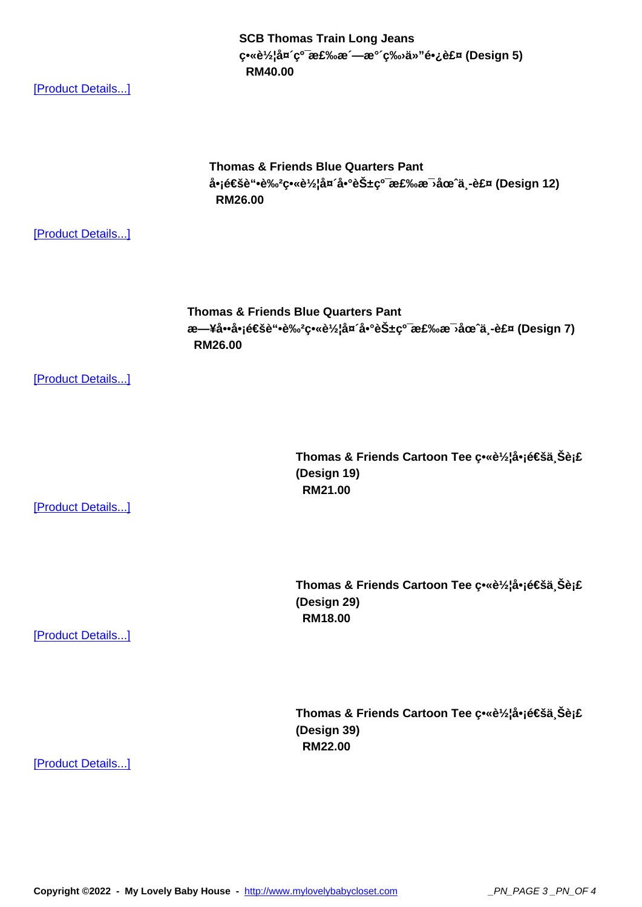**SCB Thomas Train Long Jeans**
**ç•«è½¦å¤´ç°¯æ£‰æ´—æ°´ç‰›ä»”é•¿è£¤ (Design 5)**
**RM40.00**

[Product Details...]

**Thomas & Friends Blue Quarters Pant**
**å•¡é€šè“•è‰²ç•«è½¦å¤´å•°èŠ±ç°¯æ£‰æ¯›åœˆä¸­è£¤ (Design 12)**
**RM26.00**

[Product Details...]

**Thomas & Friends Blue Quarters Pant**
**æ—¥å••å•¡é€šè“•è‰²ç•«è½¦å¤´å•°èŠ±ç°¯æ£‰æ¯›åœˆä¸­è£¤ (Design 7)**
**RM26.00**

[Product Details...]

**Thomas & Friends Cartoon Tee ç•«è½¦å•¡é€šä¸Šè¡£ (Design 19)**
**RM21.00**

[Product Details...]

**Thomas & Friends Cartoon Tee ç•«è½¦å•¡é€šä¸Šè¡£ (Design 29)**
**RM18.00**

[Product Details...]

**Thomas & Friends Cartoon Tee ç•«è½¦å•¡é€šä¸Šè¡£ (Design 39)**
**RM22.00**

[Product Details...]

**Copyright ©2022 - My Lovely Baby House -** http://www.mylovelybabycloset.com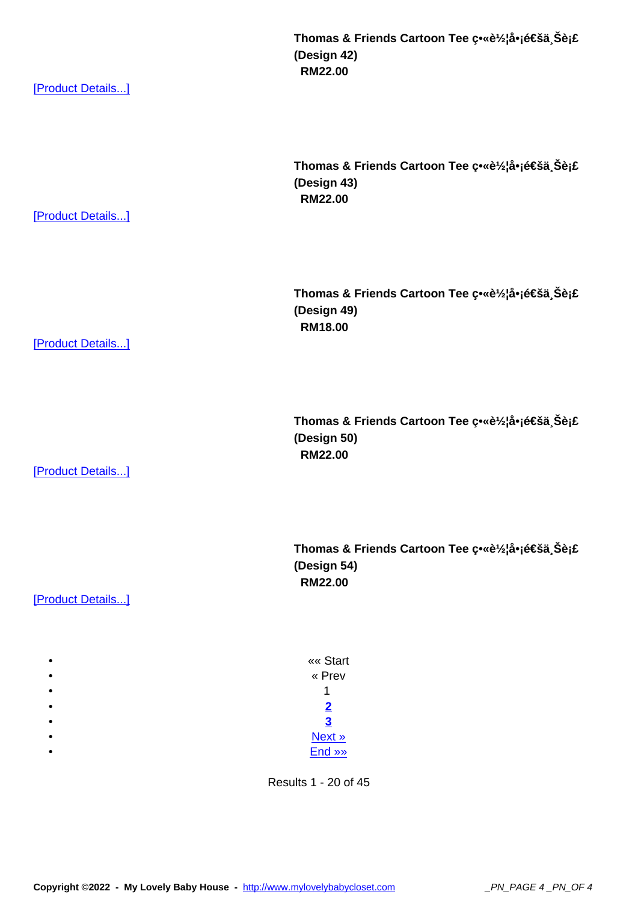**Thomas & Friends Cartoon Tee ç•«è½¦å•¡é€šä¸Šè¡£ (Design 42)**
**RM22.00**

[Product Details...]

**Thomas & Friends Cartoon Tee ç•«è½¦å•¡é€šä¸Šè¡£ (Design 43)**
**RM22.00**

[Product Details...]

**Thomas & Friends Cartoon Tee ç•«è½¦å•¡é€šä¸Šè¡£ (Design 49)**
**RM18.00**

[Product Details...]

**Thomas & Friends Cartoon Tee ç•«è½¦å•¡é€šä¸Šè¡£ (Design 50)**
**RM22.00**

[Product Details...]

**Thomas & Friends Cartoon Tee ç•«è½¦å•¡é€šä¸Šè¡£ (Design 54)**
**RM22.00**

[Product Details...]

- «« Start
- « Prev
- 1
- **2**
- **3**
- Next »
- End »»

Results 1 - 20 of 45

**Copyright ©2022 - My Lovely Baby House -** http://www.mylovelybabycloset.com